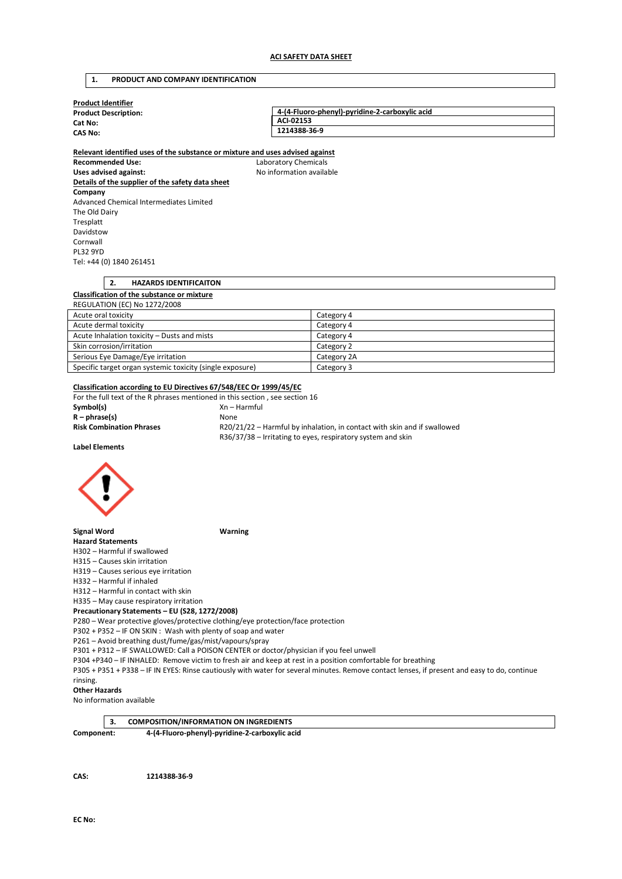# ACI SAFETY DATA SHEET

## 1. PRODUCT AND COMPANY IDENTIFICATION

**Product Identifier**

| | |
|---|---|
| **Product Description:** | **4-(4-Fluoro-phenyl)-pyridine-2-carboxylic acid** |
| **Cat No:** | **ACI-02153** |
| **CAS No:** | **1214388-36-9** |

**Relevant identified uses of the substance or mixture and uses advised against**

**Recommended Use:** Laboratory Chemicals

**Uses advised against:** No information available

**Details of the supplier of the safety data sheet**

**Company**

Advanced Chemical Intermediates Limited
The Old Dairy
Tresplatt
Davidstow
Cornwall
PL32 9YD
Tel: +44 (0) 1840 261451

## 2. HAZARDS IDENTIFICAITON

**Classification of the substance or mixture**

REGULATION (EC) No 1272/2008

| | |
|---|---|
| Acute oral toxicity | Category 4 |
| Acute dermal toxicity | Category 4 |
| Acute Inhalation toxicity – Dusts and mists | Category 4 |
| Skin corrosion/irritation | Category 2 |
| Serious Eye Damage/Eye irritation | Category 2A |
| Specific target organ systemic toxicity (single exposure) | Category 3 |

**Classification according to EU Directives 67/548/EEC Or 1999/45/EC**

For the full text of the R phrases mentioned in this section , see section 16

**Symbol(s)** Xn – Harmful

**R – phrase(s)** None

**Risk Combination Phrases** R20/21/22 – Harmful by inhalation, in contact with skin and if swallowed
R36/37/38 – Irritating to eyes, respiratory system and skin

**Label Elements**

**Signal Word** **Warning**

**Hazard Statements**

H302 – Harmful if swallowed
H315 – Causes skin irritation
H319 – Causes serious eye irritation
H332 – Harmful if inhaled
H312 – Harmful in contact with skin
H335 – May cause respiratory irritation

**Precautionary Statements – EU (S28, 1272/2008)**

P280 – Wear protective gloves/protective clothing/eye protection/face protection
P302 + P352 – IF ON SKIN : Wash with plenty of soap and water
P261 – Avoid breathing dust/fume/gas/mist/vapours/spray
P301 + P312 – IF SWALLOWED: Call a POISON CENTER or doctor/physician if you feel unwell
P304 +P340 – IF INHALED: Remove victim to fresh air and keep at rest in a position comfortable for breathing
P305 + P351 + P338 – IF IN EYES: Rinse cautiously with water for several minutes. Remove contact lenses, if present and easy to do, continue rinsing.

**Other Hazards**

No information available

## 3. COMPOSITION/INFORMATION ON INGREDIENTS

**Component:** **4-(4-Fluoro-phenyl)-pyridine-2-carboxylic acid**

**CAS:** **1214388-36-9**

**EC No:**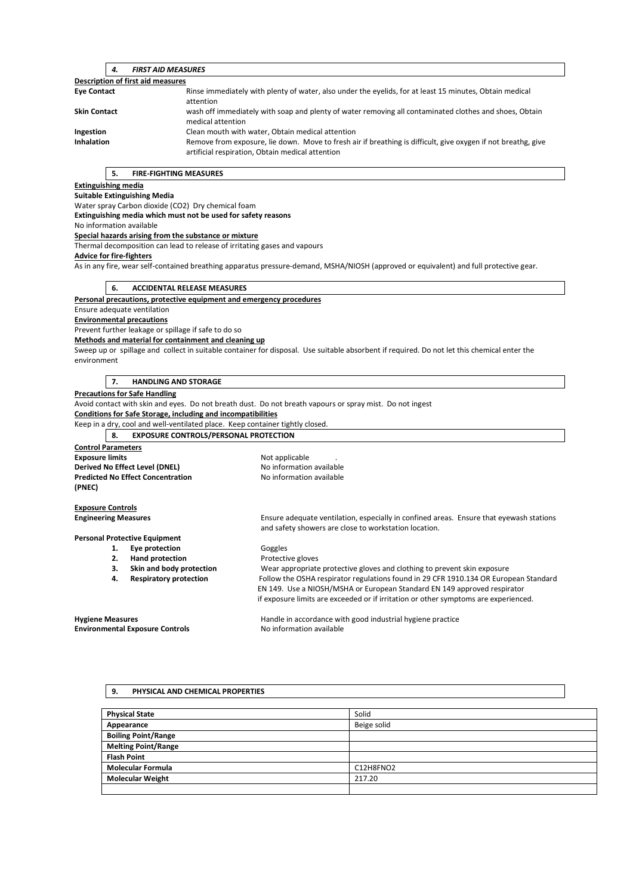## 4. *FIRST AID MEASURES*

**Description of first aid measures**

**Eye Contact** — Rinse immediately with plenty of water, also under the eyelids, for at least 15 minutes, Obtain medical attention

**Skin Contact** — wash off immediately with soap and plenty of water removing all contaminated clothes and shoes, Obtain medical attention

**Ingestion** — Clean mouth with water, Obtain medical attention

**Inhalation** — Remove from exposure, lie down. Move to fresh air if breathing is difficult, give oxygen if not breathg, give artificial respiration, Obtain medical attention

## 5. FIRE-FIGHTING MEASURES

**Extinguishing media**

**Suitable Extinguishing Media**

Water spray Carbon dioxide ($CO_2$) Dry chemical foam

**Extinguishing media which must not be used for safety reasons**

No information available

**Special hazards arising from the substance or mixture**

Thermal decomposition can lead to release of irritating gases and vapours

**Advice for fire-fighters**

As in any fire, wear self-contained breathing apparatus pressure-demand, MSHA/NIOSH (approved or equivalent) and full protective gear.

## 6. ACCIDENTAL RELEASE MEASURES

**Personal precautions, protective equipment and emergency procedures**

Ensure adequate ventilation

**Environmental precautions**

Prevent further leakage or spillage if safe to do so

**Methods and material for containment and cleaning up**

Sweep up or spillage and collect in suitable container for disposal. Use suitable absorbent if required. Do not let this chemical enter the environment

## 7. HANDLING AND STORAGE

**Precautions for Safe Handling**

Avoid contact with skin and eyes. Do not breath dust. Do not breath vapours or spray mist. Do not ingest

**Conditions for Safe Storage, including and incompatibilities**

Keep in a dry, cool and well-ventilated place. Keep container tightly closed.

## 8. EXPOSURE CONTROLS/PERSONAL PROTECTION

**Control Parameters**

**Exposure limits** — Not applicable .

**Derived No Effect Level (DNEL)** — No information available

**Predicted No Effect Concentration (PNEC)** — No information available

**Exposure Controls**

**Engineering Measures** — Ensure adequate ventilation, especially in confined areas. Ensure that eyewash stations and safety showers are close to workstation location.

**Personal Protective Equipment**

1. **Eye protection** — Goggles
2. **Hand protection** — Protective gloves
3. **Skin and body protection** — Wear appropriate protective gloves and clothing to prevent skin exposure
4. **Respiratory protection** — Follow the OSHA respirator regulations found in 29 CFR 1910.134 OR European Standard EN 149. Use a NIOSH/MSHA or European Standard EN 149 approved respirator if exposure limits are exceeded or if irritation or other symptoms are experienced.

**Hygiene Measures** — Handle in accordance with good industrial hygiene practice

**Environmental Exposure Controls** — No information available

## 9. PHYSICAL AND CHEMICAL PROPERTIES

| | |
|---|---|
| **Physical State** | Solid |
| **Appearance** | Beige solid |
| **Boiling Point/Range** | |
| **Melting Point/Range** | |
| **Flash Point** | |
| **Molecular Formula** | $C_{12}H_8FNO_2$ |
| **Molecular Weight** | 217.20 |
| | |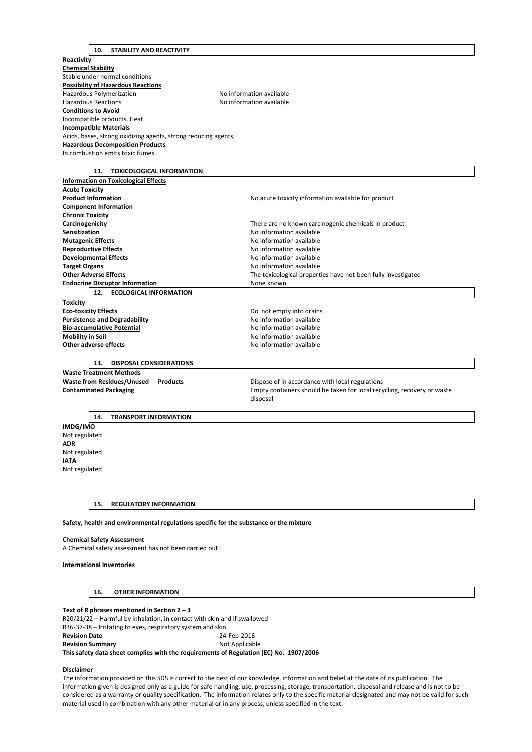## 10. STABILITY AND REACTIVITY

**Reactivity**

**Chemical Stability**

Stable under normal conditions

**Possibility of Hazardous Reactions**

| | |
|---|---|
| Hazardous Polymerization | No information available |
| Hazardous Reactions | No information available |

**Conditions to Avoid**

Incompatible products. Heat.

**Incompatible Materials**

Acids, bases, strong oxidizing agents, strong reducing agents,

**Hazardous Decomposition Products**

In combustion emits toxic fumes.

## 11. TOXICOLOGICAL INFORMATION

**Information on Toxicological Effects**

**Acute Toxicity**

| | |
|---|---|
| **Product Information** | No acute toxicity information available for product |
| **Component Information** | |

**Chronic Toxicity**

| | |
|---|---|
| **Carcinogenicity** | There are no known carcinogenic chemicals in product |
| **Sensitization** | No information available |
| **Mutagenic Effects** | No information available |
| **Reproductive Effects** | No information available |
| **Developmental Effects** | No information available |
| **Target Organs** | No information available |
| **Other Adverse Effects** | The toxicological properties have not been fully investigated |
| **Endocrine Disruptor Information** | None known |

## 12. ECOLOGICAL INFORMATION

**Toxicity**

| | |
|---|---|
| **Eco-toxicity Effects** | Do not empty into drains |
| **Persistence and Degradability** | No information available |
| **Bio-accumulative Potential** | No information available |
| **Mobility in Soil** | No information available |
| **Other adverse effects** | No information available |

## 13. DISPOSAL CONSIDERATIONS

**Waste Treatment Methods**

| | |
|---|---|
| **Waste from Residues/Unused Products** | Dispose of in accordance with local regulations |
| **Contaminated Packaging** | Empty containers should be taken for local recycling, recovery or waste disposal |

## 14. TRANSPORT INFORMATION

**IMDG/IMO**

Not regulated

**ADR**

Not regulated

**IATA**

Not regulated

## 15. REGULATORY INFORMATION

**Safety, health and environmental regulations specific for the substance or the mixture**

**Chemical Safety Assessment**

A Chemical safety assessment has not been carried out.

**International Inventories**

## 16. OTHER INFORMATION

**Text of R phrases mentioned in Section 2 – 3**

R20/21/22 – Harmful by inhalation, in contact with skin and if swallowed

R36-37-38 – Irritating to eyes, respiratory system and skin

| | |
|---|---|
| **Revision Date** | 24-Feb-2016 |
| **Revision Summary** | Not Applicable |

**This safety data sheet complies with the requirements of Regulation (EC) No. 1907/2006**

**Disclaimer**

The information provided on this SDS is correct to the best of our knowledge, information and belief at the date of its publication. The information given is designed only as a guide for safe handling, use, processing, storage, transportation, disposal and release and is not to be considered as a warranty or quality specification. The information relates only to the specific material designated and may not be valid for such material used in combination with any other material or in any process, unless specified in the text.